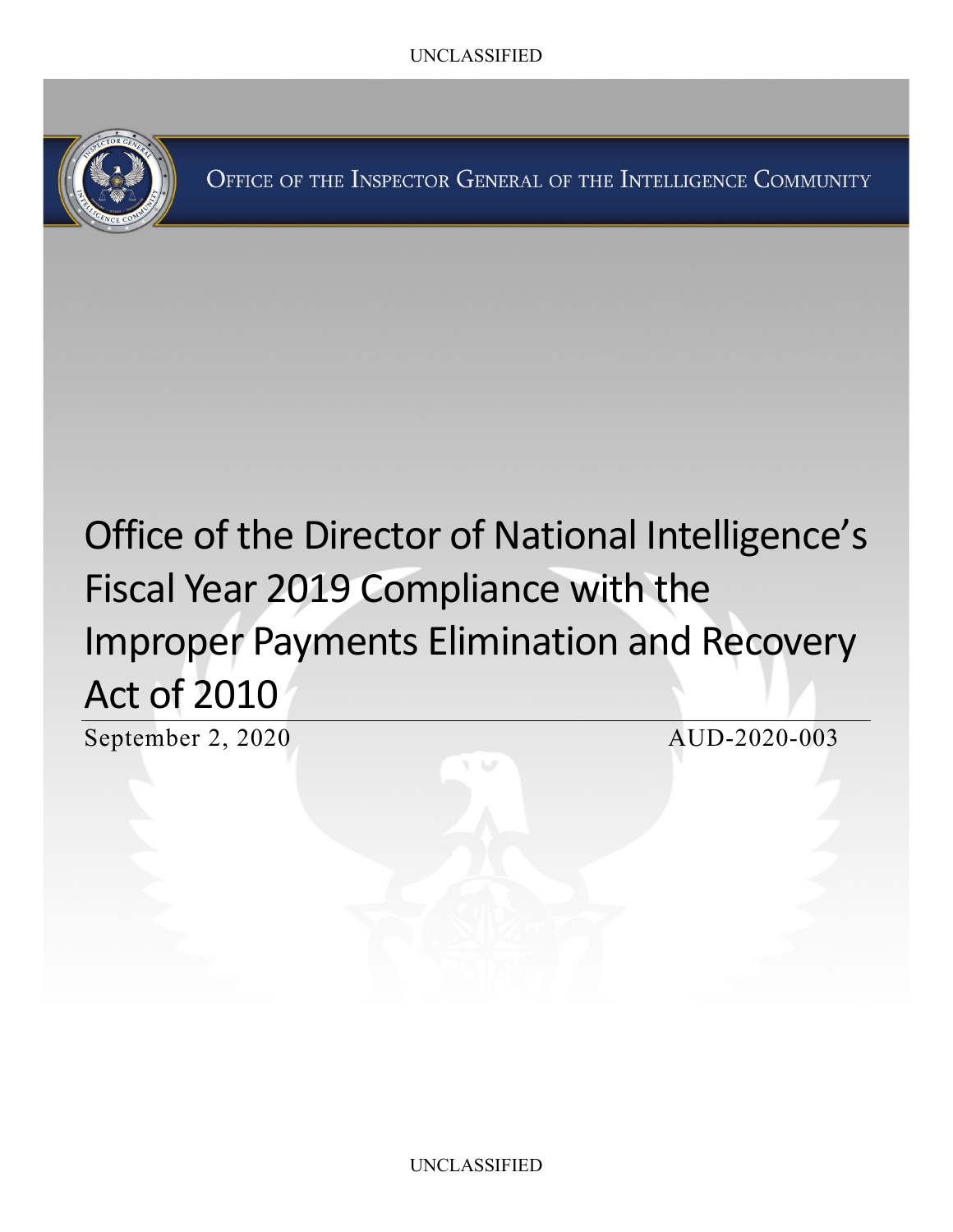UNCLASSIFIED

OFFICE OF THE INSPECTOR GENERAL OF THE INTELLIGENCE COMMUNITY

# Office of the Director of National Intelligence's Fiscal Year 2019 Compliance with the Improper Payments Elimination and Recovery Act of 2010

September 2, 2020 AUD-2020-003

UNCLASSIFIED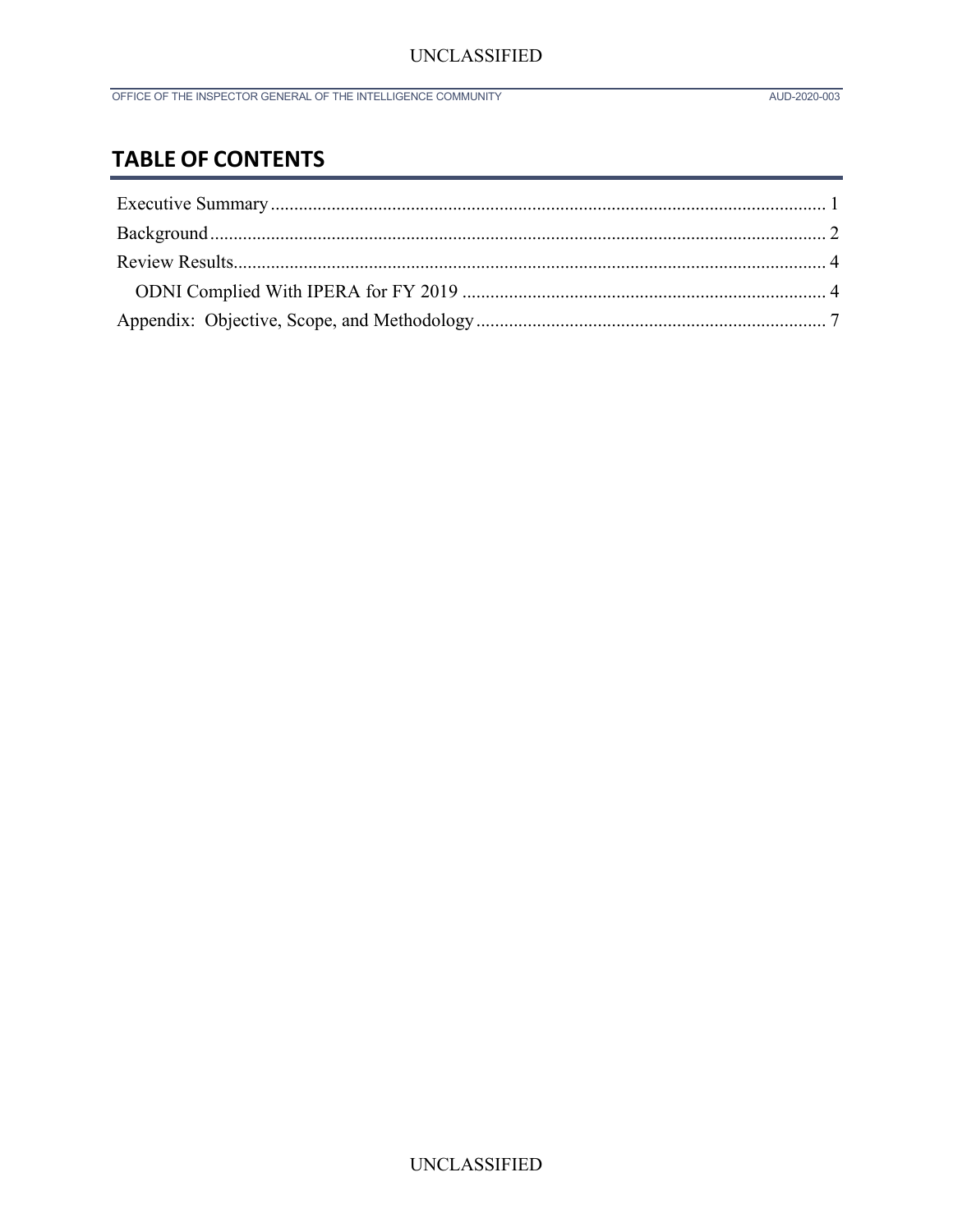# TABLE OF CONTENTS

Executive Summary ........................................................................................................ 1

Background ................................................................................................................... 2

Review Results.............................................................................................................. 4

ODNI Complied With IPERA for FY 2019 ............................................................................. 4

Appendix: Objective, Scope, and Methodology ........................................................................... 7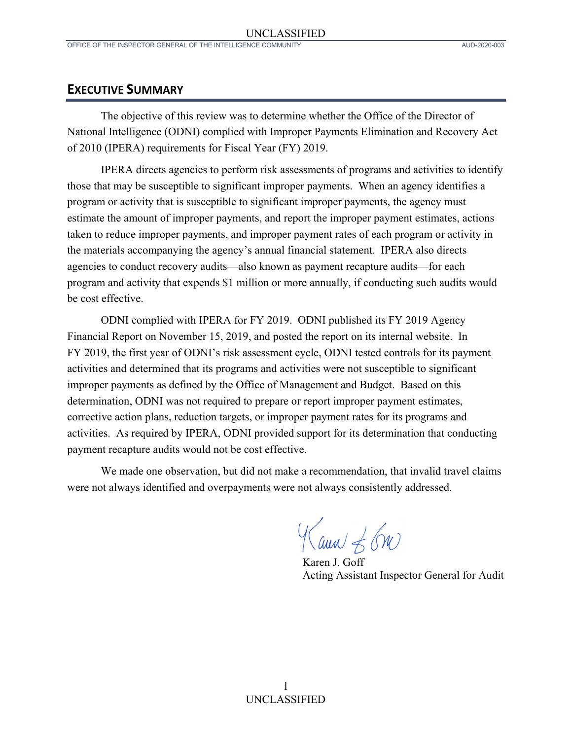## EXECUTIVE SUMMARY

The objective of this review was to determine whether the Office of the Director of National Intelligence (ODNI) complied with Improper Payments Elimination and Recovery Act of 2010 (IPERA) requirements for Fiscal Year (FY) 2019.

IPERA directs agencies to perform risk assessments of programs and activities to identify those that may be susceptible to significant improper payments. When an agency identifies a program or activity that is susceptible to significant improper payments, the agency must estimate the amount of improper payments, and report the improper payment estimates, actions taken to reduce improper payments, and improper payment rates of each program or activity in the materials accompanying the agency's annual financial statement. IPERA also directs agencies to conduct recovery audits—also known as payment recapture audits—for each program and activity that expends $1 million or more annually, if conducting such audits would be cost effective.

ODNI complied with IPERA for FY 2019. ODNI published its FY 2019 Agency Financial Report on November 15, 2019, and posted the report on its internal website. In FY 2019, the first year of ODNI's risk assessment cycle, ODNI tested controls for its payment activities and determined that its programs and activities were not susceptible to significant improper payments as defined by the Office of Management and Budget. Based on this determination, ODNI was not required to prepare or report improper payment estimates, corrective action plans, reduction targets, or improper payment rates for its programs and activities. As required by IPERA, ODNI provided support for its determination that conducting payment recapture audits would not be cost effective.

We made one observation, but did not make a recommendation, that invalid travel claims were not always identified and overpayments were not always consistently addressed.

Karen J. Goff
Acting Assistant Inspector General for Audit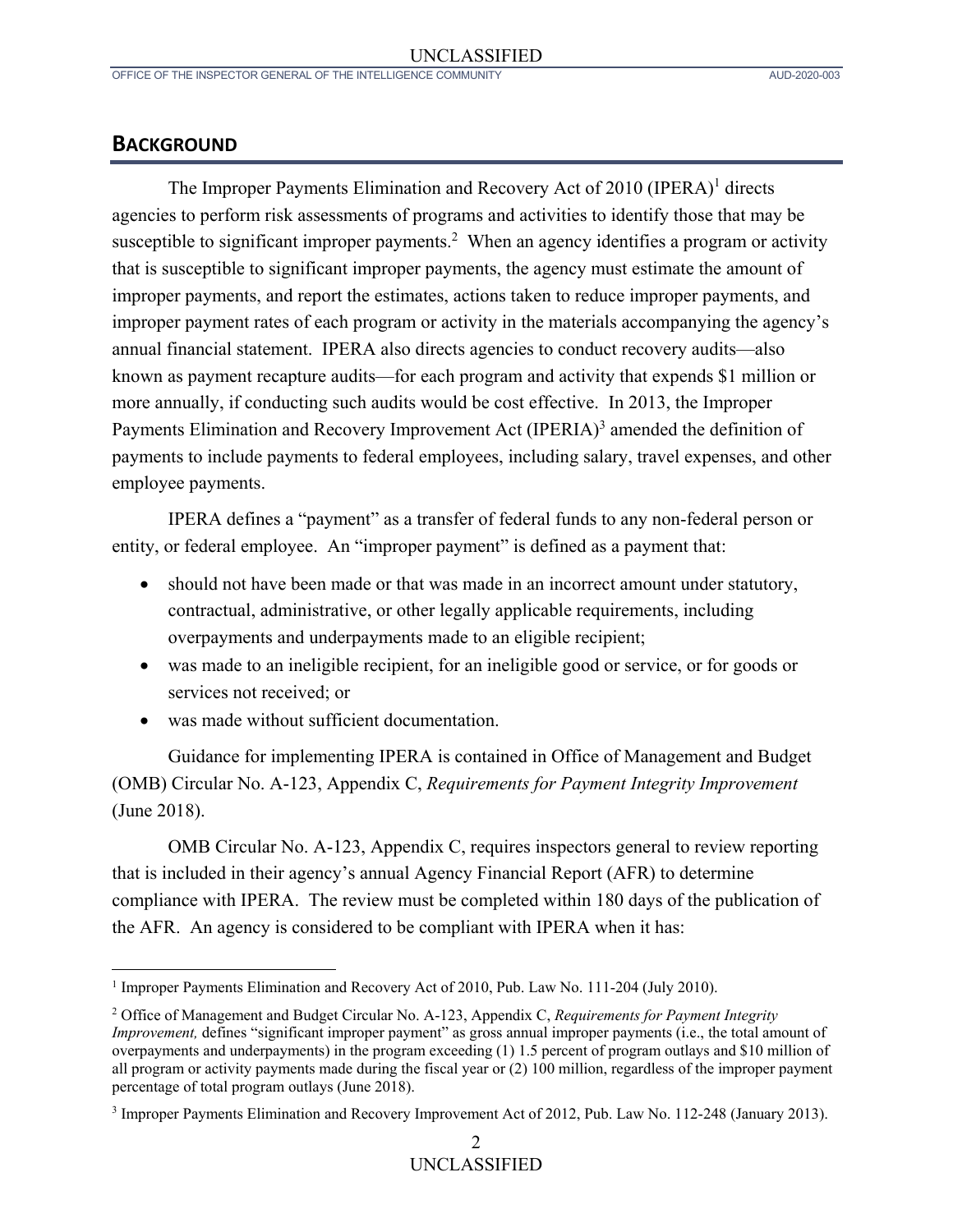## Background

The Improper Payments Elimination and Recovery Act of 2010 (IPERA)[1] directs agencies to perform risk assessments of programs and activities to identify those that may be susceptible to significant improper payments.[2] When an agency identifies a program or activity that is susceptible to significant improper payments, the agency must estimate the amount of improper payments, and report the estimates, actions taken to reduce improper payments, and improper payment rates of each program or activity in the materials accompanying the agency's annual financial statement. IPERA also directs agencies to conduct recovery audits—also known as payment recapture audits—for each program and activity that expends $1 million or more annually, if conducting such audits would be cost effective. In 2013, the Improper Payments Elimination and Recovery Improvement Act (IPERIA)[3] amended the definition of payments to include payments to federal employees, including salary, travel expenses, and other employee payments.

IPERA defines a "payment" as a transfer of federal funds to any non-federal person or entity, or federal employee. An "improper payment" is defined as a payment that:

- should not have been made or that was made in an incorrect amount under statutory, contractual, administrative, or other legally applicable requirements, including overpayments and underpayments made to an eligible recipient;
- was made to an ineligible recipient, for an ineligible good or service, or for goods or services not received; or
- was made without sufficient documentation.

Guidance for implementing IPERA is contained in Office of Management and Budget (OMB) Circular No. A-123, Appendix C, *Requirements for Payment Integrity Improvement* (June 2018).

OMB Circular No. A-123, Appendix C, requires inspectors general to review reporting that is included in their agency's annual Agency Financial Report (AFR) to determine compliance with IPERA. The review must be completed within 180 days of the publication of the AFR. An agency is considered to be compliant with IPERA when it has:

---

[1] Improper Payments Elimination and Recovery Act of 2010, Pub. Law No. 111-204 (July 2010).

[2] Office of Management and Budget Circular No. A-123, Appendix C, *Requirements for Payment Integrity Improvement,* defines "significant improper payment" as gross annual improper payments (i.e., the total amount of overpayments and underpayments) in the program exceeding (1) 1.5 percent of program outlays and $10 million of all program or activity payments made during the fiscal year or (2) 100 million, regardless of the improper payment percentage of total program outlays (June 2018).

[3] Improper Payments Elimination and Recovery Improvement Act of 2012, Pub. Law No. 112-248 (January 2013).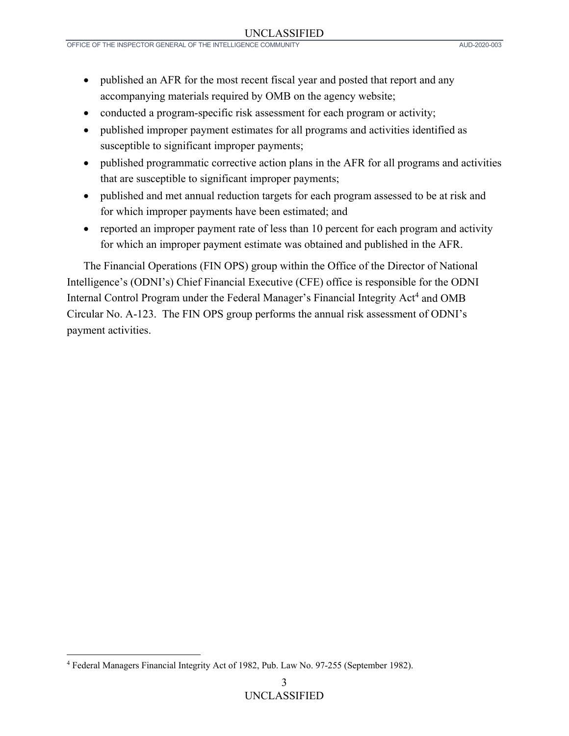- published an AFR for the most recent fiscal year and posted that report and any accompanying materials required by OMB on the agency website;
- conducted a program-specific risk assessment for each program or activity;
- published improper payment estimates for all programs and activities identified as susceptible to significant improper payments;
- published programmatic corrective action plans in the AFR for all programs and activities that are susceptible to significant improper payments;
- published and met annual reduction targets for each program assessed to be at risk and for which improper payments have been estimated; and
- reported an improper payment rate of less than 10 percent for each program and activity for which an improper payment estimate was obtained and published in the AFR.

The Financial Operations (FIN OPS) group within the Office of the Director of National Intelligence's (ODNI's) Chief Financial Executive (CFE) office is responsible for the ODNI Internal Control Program under the Federal Manager's Financial Integrity Act[4] and OMB Circular No. A-123. The FIN OPS group performs the annual risk assessment of ODNI's payment activities.

[4] Federal Managers Financial Integrity Act of 1982, Pub. Law No. 97-255 (September 1982).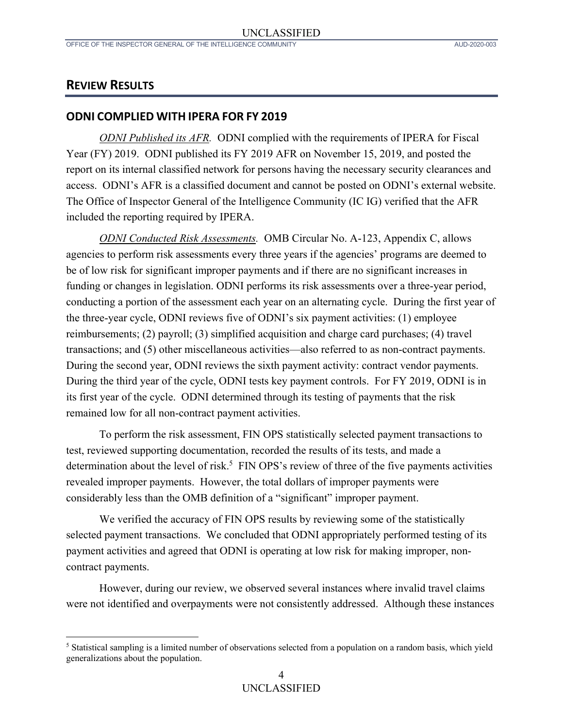## REVIEW RESULTS

### ODNI COMPLIED WITH IPERA FOR FY 2019

*ODNI Published its AFR.* ODNI complied with the requirements of IPERA for Fiscal Year (FY) 2019. ODNI published its FY 2019 AFR on November 15, 2019, and posted the report on its internal classified network for persons having the necessary security clearances and access. ODNI's AFR is a classified document and cannot be posted on ODNI's external website. The Office of Inspector General of the Intelligence Community (IC IG) verified that the AFR included the reporting required by IPERA.

*ODNI Conducted Risk Assessments.* OMB Circular No. A-123, Appendix C, allows agencies to perform risk assessments every three years if the agencies' programs are deemed to be of low risk for significant improper payments and if there are no significant increases in funding or changes in legislation. ODNI performs its risk assessments over a three-year period, conducting a portion of the assessment each year on an alternating cycle. During the first year of the three-year cycle, ODNI reviews five of ODNI's six payment activities: (1) employee reimbursements; (2) payroll; (3) simplified acquisition and charge card purchases; (4) travel transactions; and (5) other miscellaneous activities—also referred to as non-contract payments. During the second year, ODNI reviews the sixth payment activity: contract vendor payments. During the third year of the cycle, ODNI tests key payment controls. For FY 2019, ODNI is in its first year of the cycle. ODNI determined through its testing of payments that the risk remained low for all non-contract payment activities.

To perform the risk assessment, FIN OPS statistically selected payment transactions to test, reviewed supporting documentation, recorded the results of its tests, and made a determination about the level of risk.[5] FIN OPS's review of three of the five payments activities revealed improper payments. However, the total dollars of improper payments were considerably less than the OMB definition of a "significant" improper payment.

We verified the accuracy of FIN OPS results by reviewing some of the statistically selected payment transactions. We concluded that ODNI appropriately performed testing of its payment activities and agreed that ODNI is operating at low risk for making improper, non-contract payments.

However, during our review, we observed several instances where invalid travel claims were not identified and overpayments were not consistently addressed. Although these instances

[5] Statistical sampling is a limited number of observations selected from a population on a random basis, which yield generalizations about the population.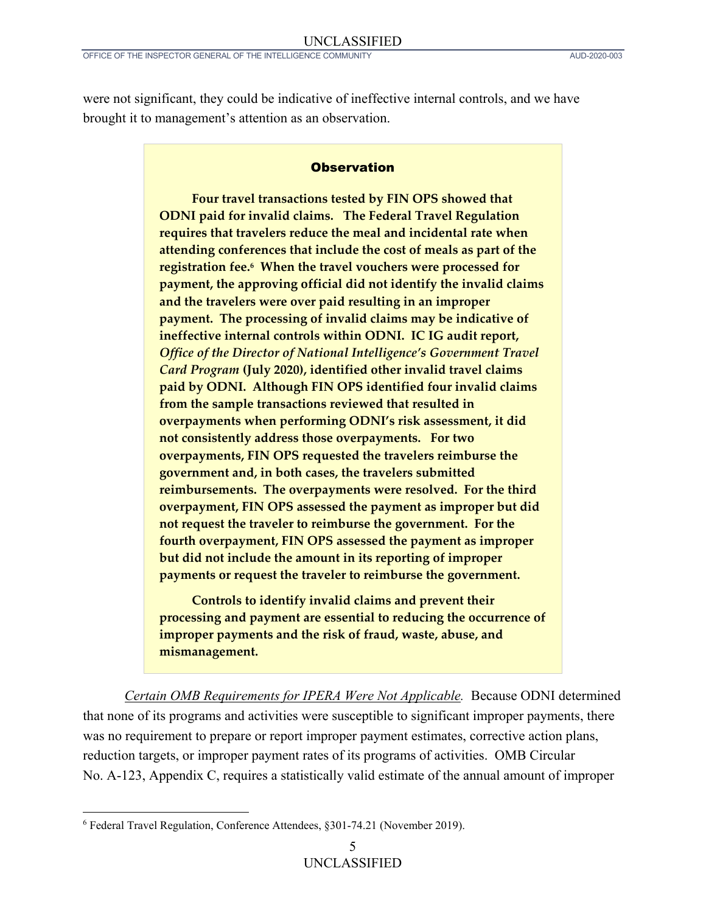were not significant, they could be indicative of ineffective internal controls, and we have brought it to management's attention as an observation.

> **Observation**
>
> **Four travel transactions tested by FIN OPS showed that ODNI paid for invalid claims. The Federal Travel Regulation requires that travelers reduce the meal and incidental rate when attending conferences that include the cost of meals as part of the registration fee.[6] When the travel vouchers were processed for payment, the approving official did not identify the invalid claims and the travelers were over paid resulting in an improper payment. The processing of invalid claims may be indicative of ineffective internal controls within ODNI. IC IG audit report, *Office of the Director of National Intelligence's Government Travel Card Program* (July 2020), identified other invalid travel claims paid by ODNI. Although FIN OPS identified four invalid claims from the sample transactions reviewed that resulted in overpayments when performing ODNI's risk assessment, it did not consistently address those overpayments. For two overpayments, FIN OPS requested the travelers reimburse the government and, in both cases, the travelers submitted reimbursements. The overpayments were resolved. For the third overpayment, FIN OPS assessed the payment as improper but did not request the traveler to reimburse the government. For the fourth overpayment, FIN OPS assessed the payment as improper but did not include the amount in its reporting of improper payments or request the traveler to reimburse the government.**
>
> **Controls to identify invalid claims and prevent their processing and payment are essential to reducing the occurrence of improper payments and the risk of fraud, waste, abuse, and mismanagement.**

*Certain OMB Requirements for IPERA Were Not Applicable.* Because ODNI determined that none of its programs and activities were susceptible to significant improper payments, there was no requirement to prepare or report improper payment estimates, corrective action plans, reduction targets, or improper payment rates of its programs of activities. OMB Circular No. A-123, Appendix C, requires a statistically valid estimate of the annual amount of improper

---

[6] Federal Travel Regulation, Conference Attendees, §301-74.21 (November 2019).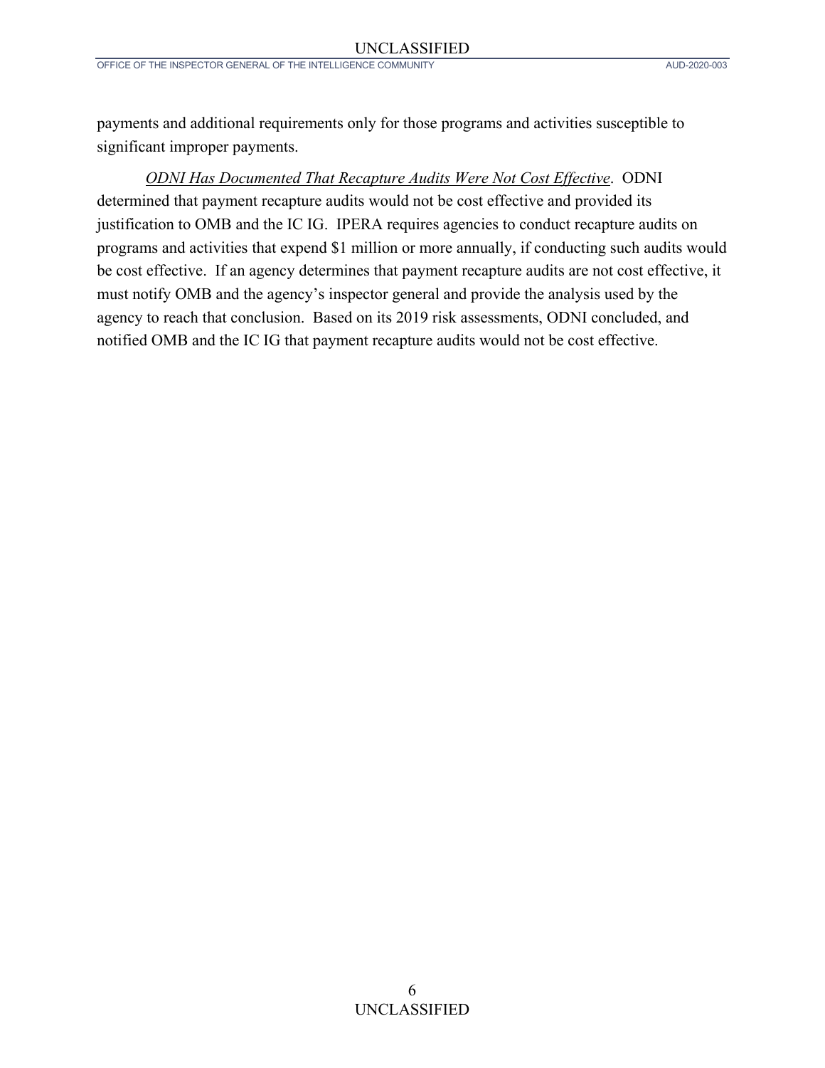payments and additional requirements only for those programs and activities susceptible to significant improper payments.

*ODNI Has Documented That Recapture Audits Were Not Cost Effective*. ODNI determined that payment recapture audits would not be cost effective and provided its justification to OMB and the IC IG. IPERA requires agencies to conduct recapture audits on programs and activities that expend $1 million or more annually, if conducting such audits would be cost effective. If an agency determines that payment recapture audits are not cost effective, it must notify OMB and the agency's inspector general and provide the analysis used by the agency to reach that conclusion. Based on its 2019 risk assessments, ODNI concluded, and notified OMB and the IC IG that payment recapture audits would not be cost effective.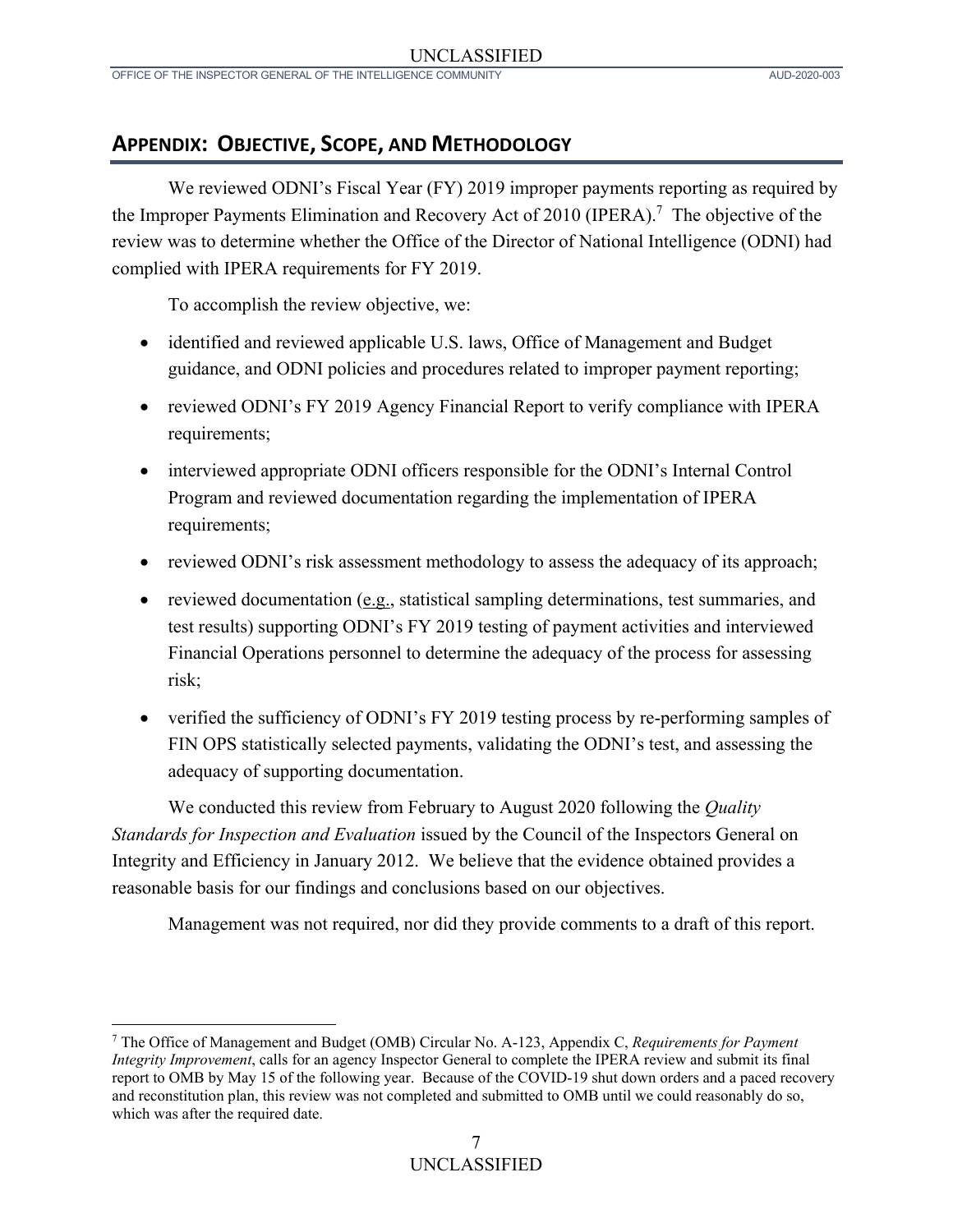## APPENDIX: OBJECTIVE, SCOPE, AND METHODOLOGY

We reviewed ODNI's Fiscal Year (FY) 2019 improper payments reporting as required by the Improper Payments Elimination and Recovery Act of 2010 (IPERA).[7] The objective of the review was to determine whether the Office of the Director of National Intelligence (ODNI) had complied with IPERA requirements for FY 2019.

To accomplish the review objective, we:

- identified and reviewed applicable U.S. laws, Office of Management and Budget guidance, and ODNI policies and procedures related to improper payment reporting;
- reviewed ODNI's FY 2019 Agency Financial Report to verify compliance with IPERA requirements;
- interviewed appropriate ODNI officers responsible for the ODNI's Internal Control Program and reviewed documentation regarding the implementation of IPERA requirements;
- reviewed ODNI's risk assessment methodology to assess the adequacy of its approach;
- reviewed documentation (e.g., statistical sampling determinations, test summaries, and test results) supporting ODNI's FY 2019 testing of payment activities and interviewed Financial Operations personnel to determine the adequacy of the process for assessing risk;
- verified the sufficiency of ODNI's FY 2019 testing process by re-performing samples of FIN OPS statistically selected payments, validating the ODNI's test, and assessing the adequacy of supporting documentation.

We conducted this review from February to August 2020 following the *Quality Standards for Inspection and Evaluation* issued by the Council of the Inspectors General on Integrity and Efficiency in January 2012. We believe that the evidence obtained provides a reasonable basis for our findings and conclusions based on our objectives.

Management was not required, nor did they provide comments to a draft of this report.

---

[7] The Office of Management and Budget (OMB) Circular No. A-123, Appendix C, *Requirements for Payment Integrity Improvement*, calls for an agency Inspector General to complete the IPERA review and submit its final report to OMB by May 15 of the following year. Because of the COVID-19 shut down orders and a paced recovery and reconstitution plan, this review was not completed and submitted to OMB until we could reasonably do so, which was after the required date.